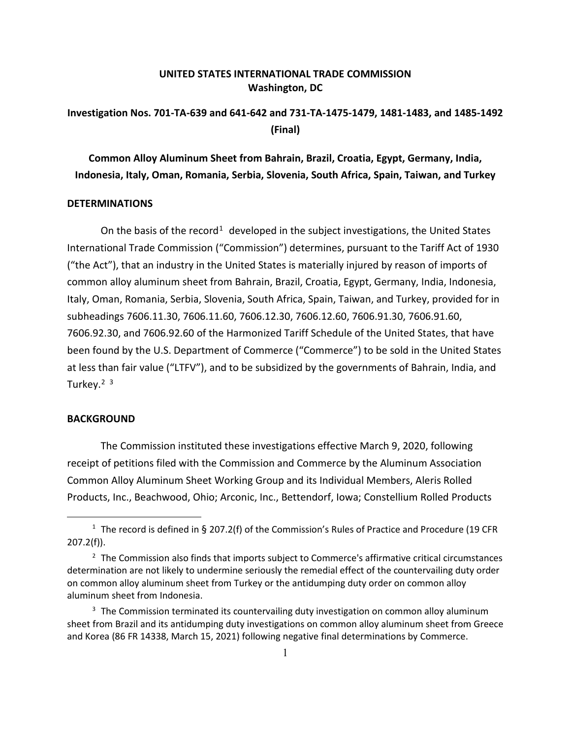**UNITED STATES INTERNATIONAL TRADE COMMISSION**
**Washington, DC**

## Investigation Nos. 701-TA-639 and 641-642 and 731-TA-1475-1479, 1481-1483, and 1485-1492 (Final)

## Common Alloy Aluminum Sheet from Bahrain, Brazil, Croatia, Egypt, Germany, India, Indonesia, Italy, Oman, Romania, Serbia, Slovenia, South Africa, Spain, Taiwan, and Turkey

### DETERMINATIONS

On the basis of the record[1] developed in the subject investigations, the United States International Trade Commission ("Commission") determines, pursuant to the Tariff Act of 1930 ("the Act"), that an industry in the United States is materially injured by reason of imports of common alloy aluminum sheet from Bahrain, Brazil, Croatia, Egypt, Germany, India, Indonesia, Italy, Oman, Romania, Serbia, Slovenia, South Africa, Spain, Taiwan, and Turkey, provided for in subheadings 7606.11.30, 7606.11.60, 7606.12.30, 7606.12.60, 7606.91.30, 7606.91.60, 7606.92.30, and 7606.92.60 of the Harmonized Tariff Schedule of the United States, that have been found by the U.S. Department of Commerce ("Commerce") to be sold in the United States at less than fair value ("LTFV"), and to be subsidized by the governments of Bahrain, India, and Turkey.[2] [3]

### BACKGROUND

The Commission instituted these investigations effective March 9, 2020, following receipt of petitions filed with the Commission and Commerce by the Aluminum Association Common Alloy Aluminum Sheet Working Group and its Individual Members, Aleris Rolled Products, Inc., Beachwood, Ohio; Arconic, Inc., Bettendorf, Iowa; Constellium Rolled Products

---

[1] The record is defined in § 207.2(f) of the Commission's Rules of Practice and Procedure (19 CFR 207.2(f)).

[2] The Commission also finds that imports subject to Commerce's affirmative critical circumstances determination are not likely to undermine seriously the remedial effect of the countervailing duty order on common alloy aluminum sheet from Turkey or the antidumping duty order on common alloy aluminum sheet from Indonesia.

[3] The Commission terminated its countervailing duty investigation on common alloy aluminum sheet from Brazil and its antidumping duty investigations on common alloy aluminum sheet from Greece and Korea (86 FR 14338, March 15, 2021) following negative final determinations by Commerce.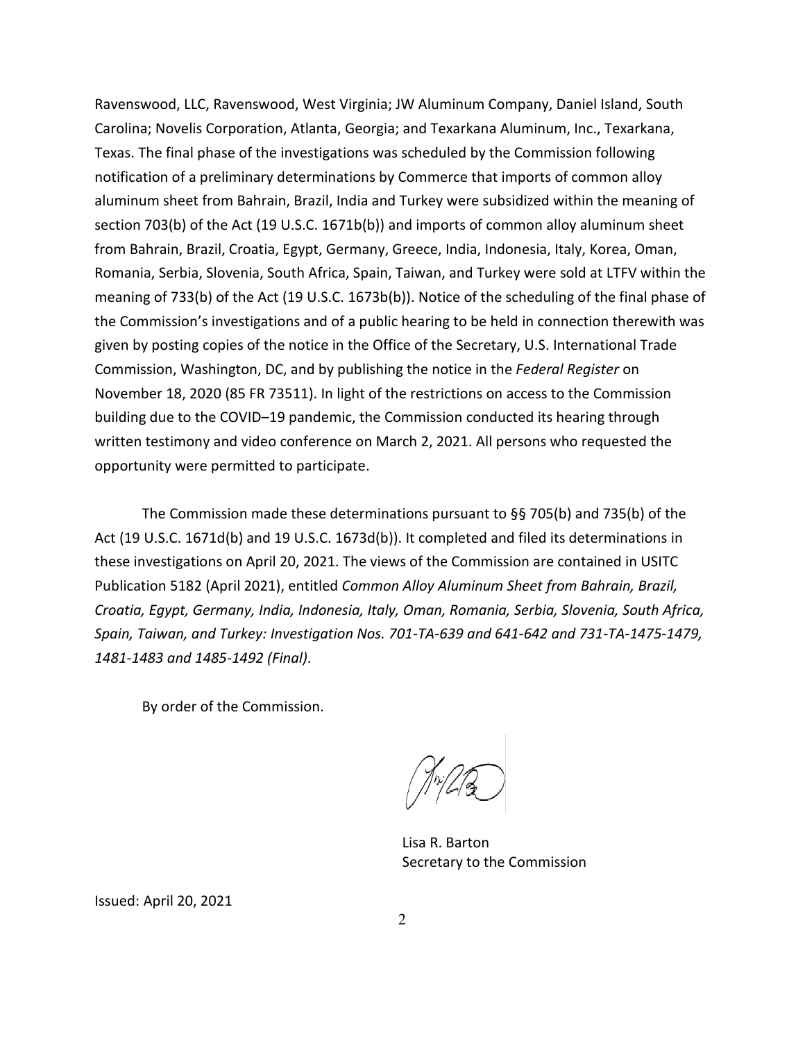Ravenswood, LLC, Ravenswood, West Virginia; JW Aluminum Company, Daniel Island, South Carolina; Novelis Corporation, Atlanta, Georgia; and Texarkana Aluminum, Inc., Texarkana, Texas. The final phase of the investigations was scheduled by the Commission following notification of a preliminary determinations by Commerce that imports of common alloy aluminum sheet from Bahrain, Brazil, India and Turkey were subsidized within the meaning of section 703(b) of the Act (19 U.S.C. 1671b(b)) and imports of common alloy aluminum sheet from Bahrain, Brazil, Croatia, Egypt, Germany, Greece, India, Indonesia, Italy, Korea, Oman, Romania, Serbia, Slovenia, South Africa, Spain, Taiwan, and Turkey were sold at LTFV within the meaning of 733(b) of the Act (19 U.S.C. 1673b(b)). Notice of the scheduling of the final phase of the Commission's investigations and of a public hearing to be held in connection therewith was given by posting copies of the notice in the Office of the Secretary, U.S. International Trade Commission, Washington, DC, and by publishing the notice in the *Federal Register* on November 18, 2020 (85 FR 73511). In light of the restrictions on access to the Commission building due to the COVID–19 pandemic, the Commission conducted its hearing through written testimony and video conference on March 2, 2021. All persons who requested the opportunity were permitted to participate.

The Commission made these determinations pursuant to §§ 705(b) and 735(b) of the Act (19 U.S.C. 1671d(b) and 19 U.S.C. 1673d(b)). It completed and filed its determinations in these investigations on April 20, 2021. The views of the Commission are contained in USITC Publication 5182 (April 2021), entitled *Common Alloy Aluminum Sheet from Bahrain, Brazil, Croatia, Egypt, Germany, India, Indonesia, Italy, Oman, Romania, Serbia, Slovenia, South Africa, Spain, Taiwan, and Turkey: Investigation Nos. 701-TA-639 and 641-642 and 731-TA-1475-1479, 1481-1483 and 1485-1492 (Final)*.

By order of the Commission.

Lisa R. Barton
Secretary to the Commission

Issued: April 20, 2021